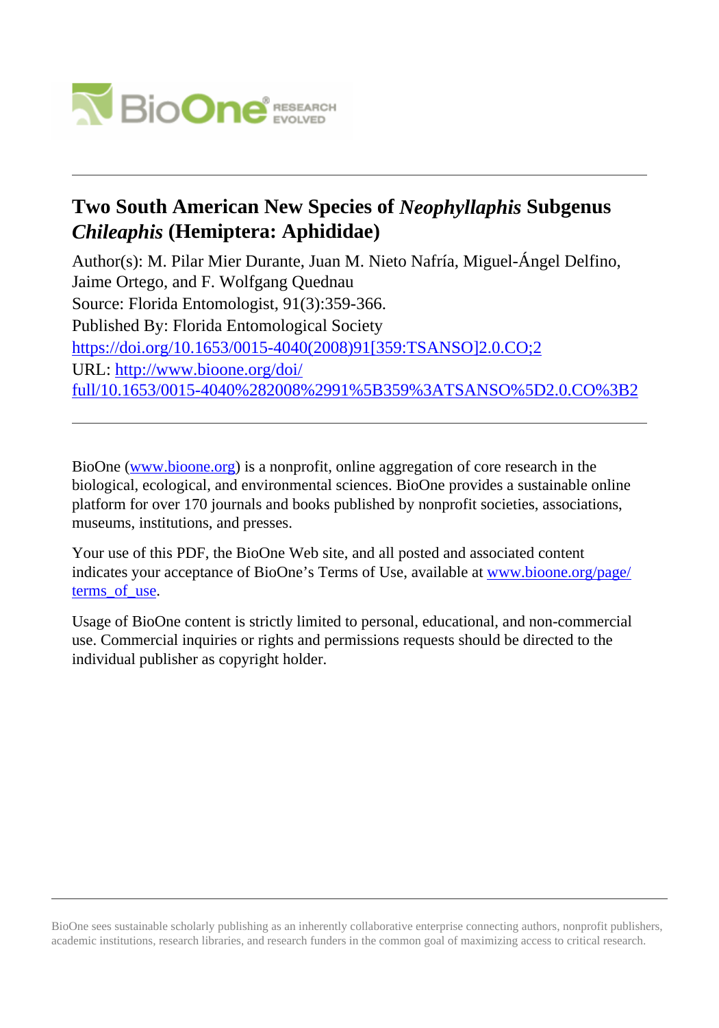# Two South American New Species of *Neophyllaphis* Subgenus *Chileaphis* (Hemiptera: Aphididae)

Author(s): M. Pilar Mier Durante, Juan M. Nieto Nafría, Miguel-Ángel Delfino, Jaime Ortego, and F. Wolfgang Quednau

Source: Florida Entomologist, 91(3):359-366.

Published By: Florida Entomological Society

https://doi.org/10.1653/0015-4040(2008)91[359:TSANSO]2.0.CO;2

URL: http://www.bioone.org/doi/full/10.1653/0015-4040%282008%2991%5B359%3ATSANSO%5D2.0.CO%3B2

---

BioOne (www.bioone.org) is a nonprofit, online aggregation of core research in the biological, ecological, and environmental sciences. BioOne provides a sustainable online platform for over 170 journals and books published by nonprofit societies, associations, museums, institutions, and presses.

Your use of this PDF, the BioOne Web site, and all posted and associated content indicates your acceptance of BioOne's Terms of Use, available at www.bioone.org/page/terms_of_use.

Usage of BioOne content is strictly limited to personal, educational, and non-commercial use. Commercial inquiries or rights and permissions requests should be directed to the individual publisher as copyright holder.

---

BioOne sees sustainable scholarly publishing as an inherently collaborative enterprise connecting authors, nonprofit publishers, academic institutions, research libraries, and research funders in the common goal of maximizing access to critical research.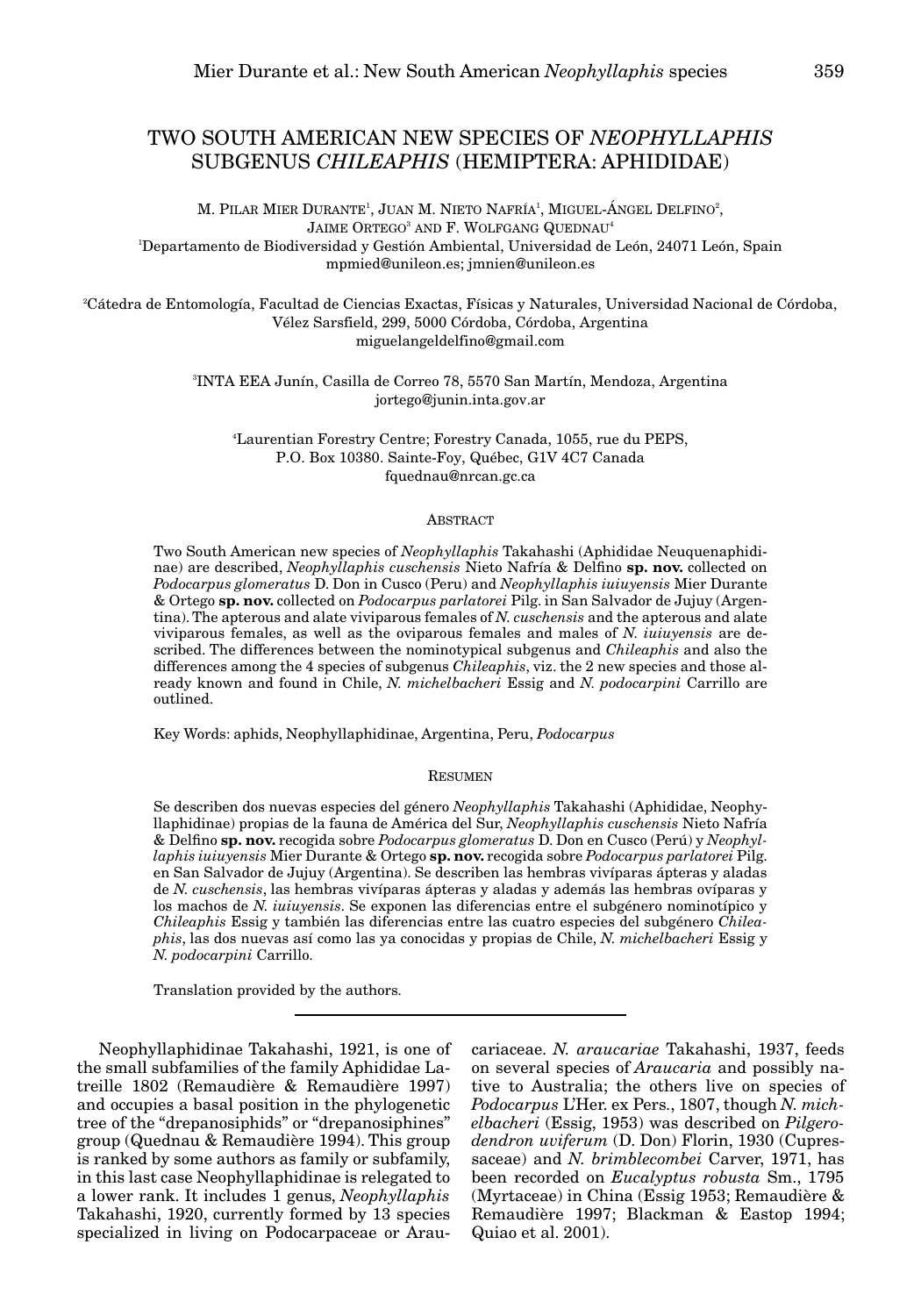# TWO SOUTH AMERICAN NEW SPECIES OF *NEOPHYLLAPHIS* SUBGENUS *CHILEAPHIS* (HEMIPTERA: APHIDIDAE)

M. Pilar Mier Durante[1], Juan M. Nieto Nafría[1], Miguel-Ángel Delfino[2], Jaime Ortego[3] and F. Wolfgang Quednau[4]

[1]Departamento de Biodiversidad y Gestión Ambiental, Universidad de León, 24071 León, Spain
mpmied@unileon.es; jmnien@unileon.es

[2]Cátedra de Entomología, Facultad de Ciencias Exactas, Físicas y Naturales, Universidad Nacional de Córdoba, Vélez Sarsfield, 299, 5000 Córdoba, Córdoba, Argentina
miguelangeldelfino@gmail.com

[3]INTA EEA Junín, Casilla de Correo 78, 5570 San Martín, Mendoza, Argentina
jortego@junin.inta.gov.ar

[4]Laurentian Forestry Centre; Forestry Canada, 1055, rue du PEPS, P.O. Box 10380. Sainte-Foy, Québec, G1V 4C7 Canada
fquednau@nrcan.gc.ca

## Abstract

Two South American new species of *Neophyllaphis* Takahashi (Aphididae Neuquenaphidinae) are described, *Neophyllaphis cuschensis* Nieto Nafría & Delfino **sp. nov.** collected on *Podocarpus glomeratus* D. Don in Cusco (Peru) and *Neophyllaphis iuiuyensis* Mier Durante & Ortego **sp. nov.** collected on *Podocarpus parlatorei* Pilg. in San Salvador de Jujuy (Argentina). The apterous and alate viviparous females of *N. cuschensis* and the apterous and alate viviparous females, as well as the oviparous females and males of *N. iuiuyensis* are described. The differences between the nominotypical subgenus and *Chileaphis* and also the differences among the 4 species of subgenus *Chileaphis*, viz. the 2 new species and those already known and found in Chile, *N. michelbacheri* Essig and *N. podocarpini* Carrillo are outlined.

Key Words: aphids, Neophyllaphidinae, Argentina, Peru, *Podocarpus*

## Resumen

Se describen dos nuevas especies del género *Neophyllaphis* Takahashi (Aphididae, Neophyllaphidinae) propias de la fauna de América del Sur, *Neophyllaphis cuschensis* Nieto Nafría & Delfino **sp. nov.** recogida sobre *Podocarpus glomeratus* D. Don en Cusco (Perú) y *Neophyllaphis iuiuyensis* Mier Durante & Ortego **sp. nov.** recogida sobre *Podocarpus parlatorei* Pilg. en San Salvador de Jujuy (Argentina). Se describen las hembras vivíparas ápteras y aladas de *N. cuschensis*, las hembras vivíparas ápteras y aladas y además las hembras ovíparas y los machos de *N. iuiuyensis*. Se exponen las diferencias entre el subgénero nominotípico y *Chileaphis* Essig y también las diferencias entre las cuatro especies del subgénero *Chileaphis*, las dos nuevas así como las ya conocidas y propias de Chile, *N. michelbacheri* Essig y *N. podocarpini* Carrillo.

Translation provided by the authors.

---

Neophyllaphidinae Takahashi, 1921, is one of the small subfamilies of the family Aphididae Latreille 1802 (Remaudière & Remaudière 1997) and occupies a basal position in the phylogenetic tree of the "drepanosiphids" or "drepanosiphines" group (Quednau & Remaudière 1994). This group is ranked by some authors as family or subfamily, in this last case Neophyllaphidinae is relegated to a lower rank. It includes 1 genus, *Neophyllaphis* Takahashi, 1920, currently formed by 13 species specialized in living on Podocarpaceae or Araucariaceae. *N. araucariae* Takahashi, 1937, feeds on several species of *Araucaria* and possibly native to Australia; the others live on species of *Podocarpus* L'Her. ex Pers., 1807, though *N. michelbacheri* (Essig, 1953) was described on *Pilgerodendron uviferum* (D. Don) Florin, 1930 (Cupressaceae) and *N. brimblecombei* Carver, 1971, has been recorded on *Eucalyptus robusta* Sm., 1795 (Myrtaceae) in China (Essig 1953; Remaudière & Remaudière 1997; Blackman & Eastop 1994; Quiao et al. 2001).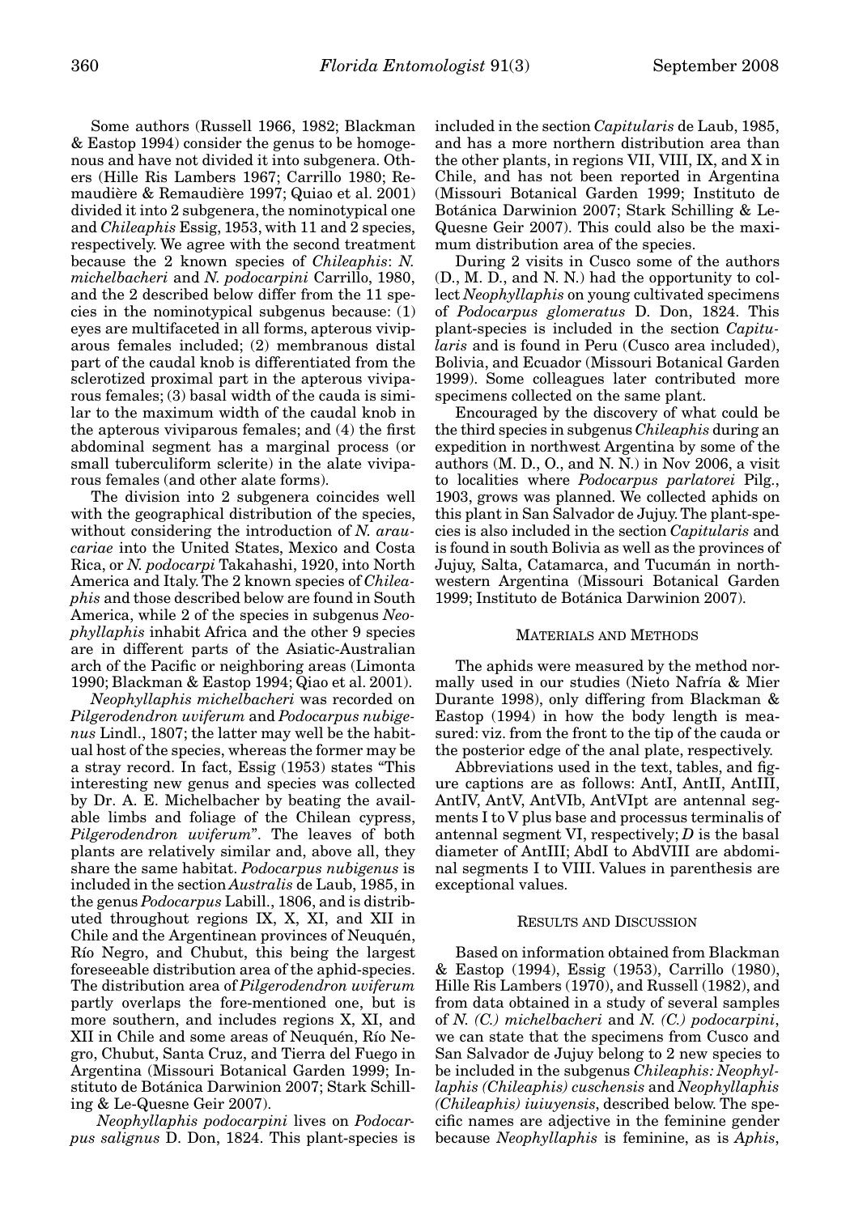Some authors (Russell 1966, 1982; Blackman & Eastop 1994) consider the genus to be homogenous and have not divided it into subgenera. Others (Hille Ris Lambers 1967; Carrillo 1980; Remaudière & Remaudière 1997; Quiao et al. 2001) divided it into 2 subgenera, the nominotypical one and *Chileaphis* Essig, 1953, with 11 and 2 species, respectively. We agree with the second treatment because the 2 known species of *Chileaphis*: *N. michelbacheri* and *N. podocarpini* Carrillo, 1980, and the 2 described below differ from the 11 species in the nominotypical subgenus because: (1) eyes are multifaceted in all forms, apterous viviparous females included; (2) membranous distal part of the caudal knob is differentiated from the sclerotized proximal part in the apterous viviparous females; (3) basal width of the cauda is similar to the maximum width of the caudal knob in the apterous viviparous females; and (4) the first abdominal segment has a marginal process (or small tuberculiform sclerite) in the alate viviparous females (and other alate forms).

The division into 2 subgenera coincides well with the geographical distribution of the species, without considering the introduction of *N. araucariae* into the United States, Mexico and Costa Rica, or *N. podocarpi* Takahashi, 1920, into North America and Italy. The 2 known species of *Chileaphis* and those described below are found in South America, while 2 of the species in subgenus *Neophyllaphis* inhabit Africa and the other 9 species are in different parts of the Asiatic-Australian arch of the Pacific or neighboring areas (Limonta 1990; Blackman & Eastop 1994; Qiao et al. 2001).

*Neophyllaphis michelbacheri* was recorded on *Pilgerodendron uviferum* and *Podocarpus nubigenus* Lindl., 1807; the latter may well be the habitual host of the species, whereas the former may be a stray record. In fact, Essig (1953) states "This interesting new genus and species was collected by Dr. A. E. Michelbacher by beating the available limbs and foliage of the Chilean cypress, *Pilgerodendron uviferum*". The leaves of both plants are relatively similar and, above all, they share the same habitat. *Podocarpus nubigenus* is included in the section *Australis* de Laub, 1985, in the genus *Podocarpus* Labill., 1806, and is distributed throughout regions IX, X, XI, and XII in Chile and the Argentinean provinces of Neuquén, Río Negro, and Chubut, this being the largest foreseeable distribution area of the aphid-species. The distribution area of *Pilgerodendron uviferum* partly overlaps the fore-mentioned one, but is more southern, and includes regions X, XI, and XII in Chile and some areas of Neuquén, Río Negro, Chubut, Santa Cruz, and Tierra del Fuego in Argentina (Missouri Botanical Garden 1999; Instituto de Botánica Darwinion 2007; Stark Schilling & Le-Quesne Geir 2007).

*Neophyllaphis podocarpini* lives on *Podocarpus salignus* D. Don, 1824. This plant-species is included in the section *Capitularis* de Laub, 1985, and has a more northern distribution area than the other plants, in regions VII, VIII, IX, and X in Chile, and has not been reported in Argentina (Missouri Botanical Garden 1999; Instituto de Botánica Darwinion 2007; Stark Schilling & Le-Quesne Geir 2007). This could also be the maximum distribution area of the species.

During 2 visits in Cusco some of the authors (D., M. D., and N. N.) had the opportunity to collect *Neophyllaphis* on young cultivated specimens of *Podocarpus glomeratus* D. Don, 1824. This plant-species is included in the section *Capitularis* and is found in Peru (Cusco area included), Bolivia, and Ecuador (Missouri Botanical Garden 1999). Some colleagues later contributed more specimens collected on the same plant.

Encouraged by the discovery of what could be the third species in subgenus *Chileaphis* during an expedition in northwest Argentina by some of the authors (M. D., O., and N. N.) in Nov 2006, a visit to localities where *Podocarpus parlatorei* Pilg., 1903, grows was planned. We collected aphids on this plant in San Salvador de Jujuy. The plant-species is also included in the section *Capitularis* and is found in south Bolivia as well as the provinces of Jujuy, Salta, Catamarca, and Tucumán in northwestern Argentina (Missouri Botanical Garden 1999; Instituto de Botánica Darwinion 2007).

## MATERIALS AND METHODS

The aphids were measured by the method normally used in our studies (Nieto Nafría & Mier Durante 1998), only differing from Blackman & Eastop (1994) in how the body length is measured: viz. from the front to the tip of the cauda or the posterior edge of the anal plate, respectively.

Abbreviations used in the text, tables, and figure captions are as follows: AntI, AntII, AntIII, AntIV, AntV, AntVIb, AntVIpt are antennal segments I to V plus base and processus terminalis of antennal segment VI, respectively; *D* is the basal diameter of AntIII; AbdI to AbdVIII are abdominal segments I to VIII. Values in parenthesis are exceptional values.

## RESULTS AND DISCUSSION

Based on information obtained from Blackman & Eastop (1994), Essig (1953), Carrillo (1980), Hille Ris Lambers (1970), and Russell (1982), and from data obtained in a study of several samples of *N. (C.) michelbacheri* and *N. (C.) podocarpini*, we can state that the specimens from Cusco and San Salvador de Jujuy belong to 2 new species to be included in the subgenus *Chileaphis*: *Neophyllaphis (Chileaphis) cuschensis* and *Neophyllaphis (Chileaphis) iuiuyensis*, described below. The specific names are adjective in the feminine gender because *Neophyllaphis* is feminine, as is *Aphis*,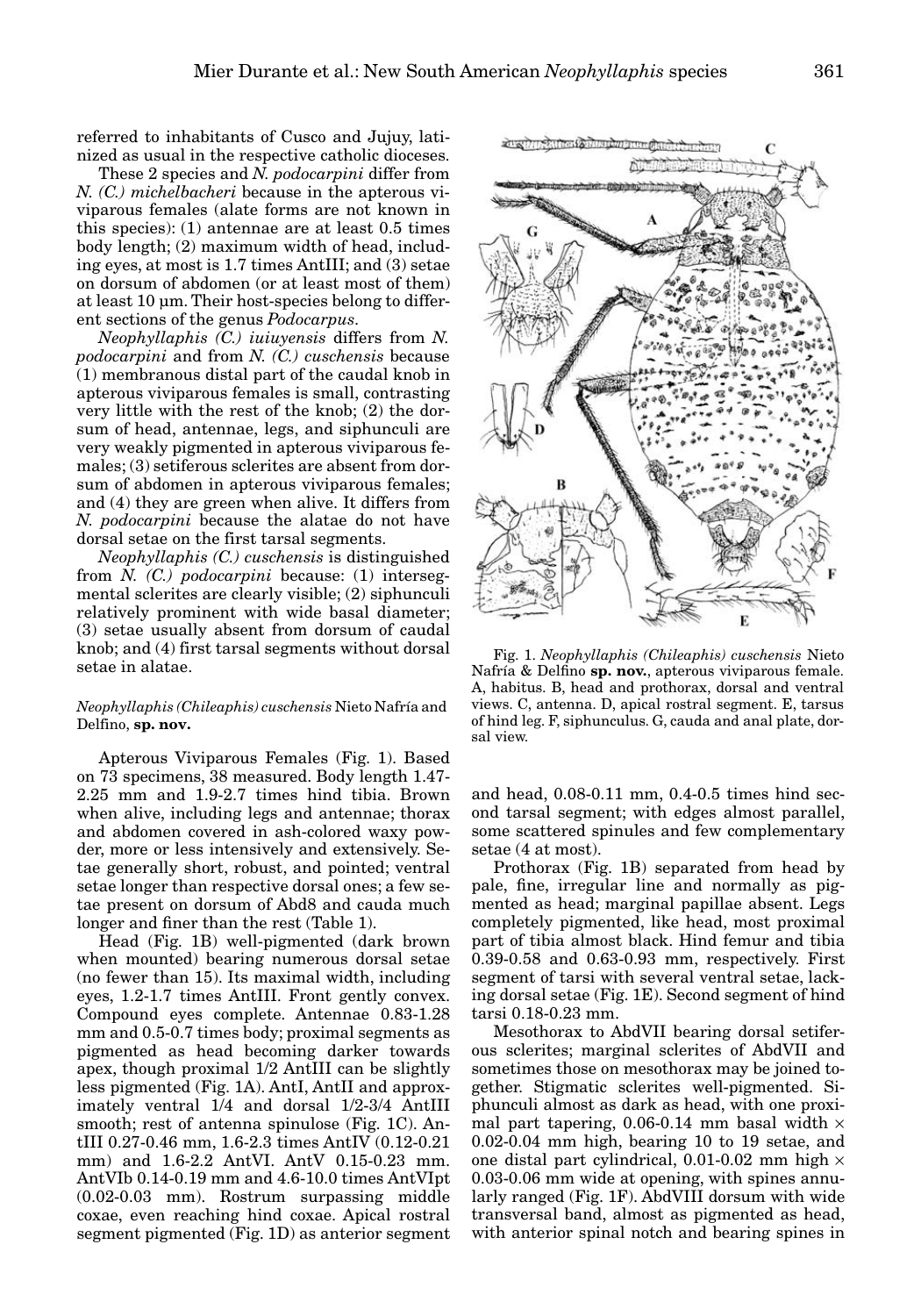referred to inhabitants of Cusco and Jujuy, latinized as usual in the respective catholic dioceses.

These 2 species and *N. podocarpini* differ from *N. (C.) michelbacheri* because in the apterous viviparous females (alate forms are not known in this species): (1) antennae are at least 0.5 times body length; (2) maximum width of head, including eyes, at most is 1.7 times AntIII; and (3) setae on dorsum of abdomen (or at least most of them) at least 10 µm. Their host-species belong to different sections of the genus *Podocarpus*.

*Neophyllaphis (C.) iuiuyensis* differs from *N. podocarpini* and from *N. (C.) cuschensis* because (1) membranous distal part of the caudal knob in apterous viviparous females is small, contrasting very little with the rest of the knob; (2) the dorsum of head, antennae, legs, and siphunculi are very weakly pigmented in apterous viviparous females; (3) setiferous sclerites are absent from dorsum of abdomen in apterous viviparous females; and (4) they are green when alive. It differs from *N. podocarpini* because the alatae do not have dorsal setae on the first tarsal segments.

*Neophyllaphis (C.) cuschensis* is distinguished from *N. (C.) podocarpini* because: (1) intersegmental sclerites are clearly visible; (2) siphunculi relatively prominent with wide basal diameter; (3) setae usually absent from dorsum of caudal knob; and (4) first tarsal segments without dorsal setae in alatae.

### *Neophyllaphis (Chileaphis) cuschensis* Nieto Nafría and Delfino, **sp. nov.**

Apterous Viviparous Females (Fig. 1). Based on 73 specimens, 38 measured. Body length 1.47-2.25 mm and 1.9-2.7 times hind tibia. Brown when alive, including legs and antennae; thorax and abdomen covered in ash-colored waxy powder, more or less intensively and extensively. Setae generally short, robust, and pointed; ventral setae longer than respective dorsal ones; a few setae present on dorsum of Abd8 and cauda much longer and finer than the rest (Table 1).

Head (Fig. 1B) well-pigmented (dark brown when mounted) bearing numerous dorsal setae (no fewer than 15). Its maximal width, including eyes, 1.2-1.7 times AntIII. Front gently convex. Compound eyes complete. Antennae 0.83-1.28 mm and 0.5-0.7 times body; proximal segments as pigmented as head becoming darker towards apex, though proximal 1/2 AntIII can be slightly less pigmented (Fig. 1A). AntI, AntII and approximately ventral 1/4 and dorsal 1/2-3/4 AntIII smooth; rest of antenna spinulose (Fig. 1C). AntIII 0.27-0.46 mm, 1.6-2.3 times AntIV (0.12-0.21 mm) and 1.6-2.2 AntVI. AntV 0.15-0.23 mm. AntVIb 0.14-0.19 mm and 4.6-10.0 times AntVIpt (0.02-0.03 mm). Rostrum surpassing middle coxae, even reaching hind coxae. Apical rostral segment pigmented (Fig. 1D) as anterior segment and head, 0.08-0.11 mm, 0.4-0.5 times hind second tarsal segment; with edges almost parallel, some scattered spinules and few complementary setae (4 at most).

Prothorax (Fig. 1B) separated from head by pale, fine, irregular line and normally as pigmented as head; marginal papillae absent. Legs completely pigmented, like head, most proximal part of tibia almost black. Hind femur and tibia 0.39-0.58 and 0.63-0.93 mm, respectively. First segment of tarsi with several ventral setae, lacking dorsal setae (Fig. 1E). Second segment of hind tarsi 0.18-0.23 mm.

Mesothorax to AbdVII bearing dorsal setiferous sclerites; marginal sclerites of AbdVII and sometimes those on mesothorax may be joined together. Stigmatic sclerites well-pigmented. Siphunculi almost as dark as head, with one proximal part tapering, 0.06-0.14 mm basal width × 0.02-0.04 mm high, bearing 10 to 19 setae, and one distal part cylindrical, 0.01-0.02 mm high × 0.03-0.06 mm wide at opening, with spines annularly ranged (Fig. 1F). AbdVIII dorsum with wide transversal band, almost as pigmented as head, with anterior spinal notch and bearing spines in

Fig. 1. *Neophyllaphis (Chileaphis) cuschensis* Nieto Nafría & Delfino **sp. nov.**, apterous viviparous female. A, habitus. B, head and prothorax, dorsal and ventral views. C, antenna. D, apical rostral segment. E, tarsus of hind leg. F, siphunculus. G, cauda and anal plate, dorsal view.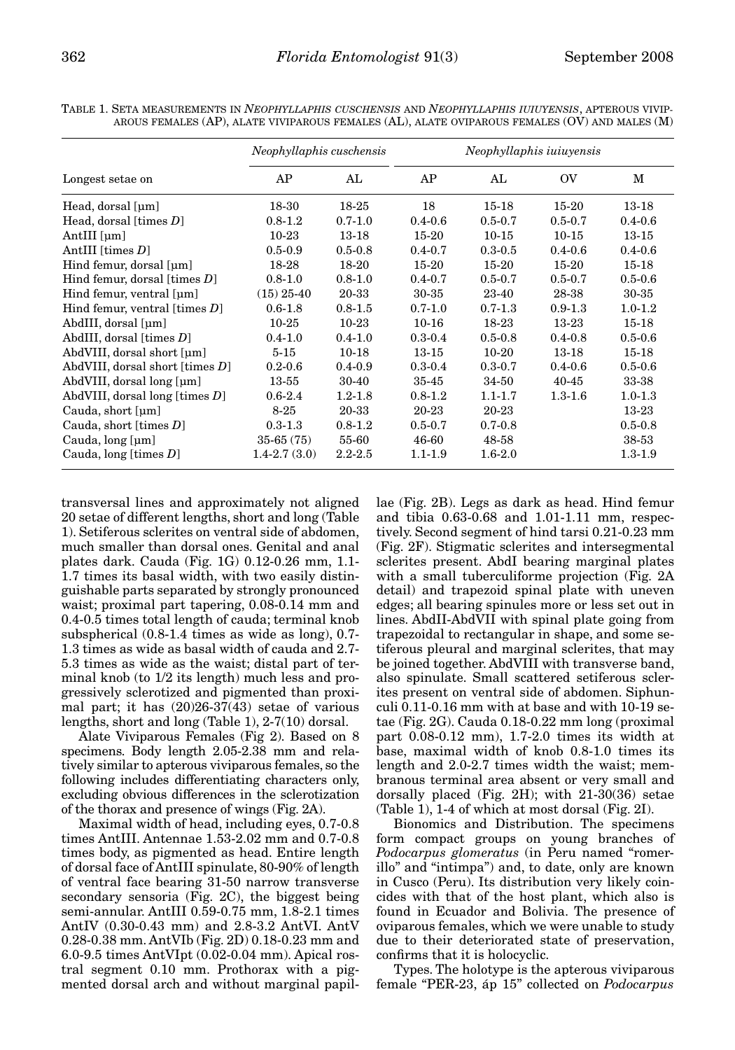TABLE 1. SETA MEASUREMENTS IN *NEOPHYLLAPHIS CUSCHENSIS* AND *NEOPHYLLAPHIS IUIUYENSIS*, APTEROUS VIVIPAROUS FEMALES (AP), ALATE VIVIPAROUS FEMALES (AL), ALATE OVIPAROUS FEMALES (OV) AND MALES (M)

| Longest setae on | *Neophyllaphis cuschensis* | | *Neophyllaphis iuiuyensis* | | | |
|---|---|---|---|---|---|---|
| | AP | AL | AP | AL | OV | M |
| Head, dorsal [µm] | 18-30 | 18-25 | 18 | 15-18 | 15-20 | 13-18 |
| Head, dorsal [times *D*] | 0.8-1.2 | 0.7-1.0 | 0.4-0.6 | 0.5-0.7 | 0.5-0.7 | 0.4-0.6 |
| AntIII [µm] | 10-23 | 13-18 | 15-20 | 10-15 | 10-15 | 13-15 |
| AntIII [times *D*] | 0.5-0.9 | 0.5-0.8 | 0.4-0.7 | 0.3-0.5 | 0.4-0.6 | 0.4-0.6 |
| Hind femur, dorsal [µm] | 18-28 | 18-20 | 15-20 | 15-20 | 15-20 | 15-18 |
| Hind femur, dorsal [times *D*] | 0.8-1.0 | 0.8-1.0 | 0.4-0.7 | 0.5-0.7 | 0.5-0.7 | 0.5-0.6 |
| Hind femur, ventral [µm] | (15) 25-40 | 20-33 | 30-35 | 23-40 | 28-38 | 30-35 |
| Hind femur, ventral [times *D*] | 0.6-1.8 | 0.8-1.5 | 0.7-1.0 | 0.7-1.3 | 0.9-1.3 | 1.0-1.2 |
| AbdIII, dorsal [µm] | 10-25 | 10-23 | 10-16 | 18-23 | 13-23 | 15-18 |
| AbdIII, dorsal [times *D*] | 0.4-1.0 | 0.4-1.0 | 0.3-0.4 | 0.5-0.8 | 0.4-0.8 | 0.5-0.6 |
| AbdVIII, dorsal short [µm] | 5-15 | 10-18 | 13-15 | 10-20 | 13-18 | 15-18 |
| AbdVIII, dorsal short [times *D*] | 0.2-0.6 | 0.4-0.9 | 0.3-0.4 | 0.3-0.7 | 0.4-0.6 | 0.5-0.6 |
| AbdVIII, dorsal long [µm] | 13-55 | 30-40 | 35-45 | 34-50 | 40-45 | 33-38 |
| AbdVIII, dorsal long [times *D*] | 0.6-2.4 | 1.2-1.8 | 0.8-1.2 | 1.1-1.7 | 1.3-1.6 | 1.0-1.3 |
| Cauda, short [µm] | 8-25 | 20-33 | 20-23 | 20-23 | | 13-23 |
| Cauda, short [times *D*] | 0.3-1.3 | 0.8-1.2 | 0.5-0.7 | 0.7-0.8 | | 0.5-0.8 |
| Cauda, long [µm] | 35-65 (75) | 55-60 | 46-60 | 48-58 | | 38-53 |
| Cauda, long [times *D*] | 1.4-2.7 (3.0) | 2.2-2.5 | 1.1-1.9 | 1.6-2.0 | | 1.3-1.9 |

transversal lines and approximately not aligned 20 setae of different lengths, short and long (Table 1). Setiferous sclerites on ventral side of abdomen, much smaller than dorsal ones. Genital and anal plates dark. Cauda (Fig. 1G) 0.12-0.26 mm, 1.1-1.7 times its basal width, with two easily distinguishable parts separated by strongly pronounced waist; proximal part tapering, 0.08-0.14 mm and 0.4-0.5 times total length of cauda; terminal knob subspherical (0.8-1.4 times as wide as long), 0.7-1.3 times as wide as basal width of cauda and 2.7-5.3 times as wide as the waist; distal part of terminal knob (to 1/2 its length) much less and progressively sclerotized and pigmented than proximal part; it has (20)26-37(43) setae of various lengths, short and long (Table 1), 2-7(10) dorsal.

Alate Viviparous Females (Fig 2). Based on 8 specimens. Body length 2.05-2.38 mm and relatively similar to apterous viviparous females, so the following includes differentiating characters only, excluding obvious differences in the sclerotization of the thorax and presence of wings (Fig. 2A).

Maximal width of head, including eyes, 0.7-0.8 times AntIII. Antennae 1.53-2.02 mm and 0.7-0.8 times body, as pigmented as head. Entire length of dorsal face of AntIII spinulate, 80-90% of length of ventral face bearing 31-50 narrow transverse secondary sensoria (Fig. 2C), the biggest being semi-annular. AntIII 0.59-0.75 mm, 1.8-2.1 times AntIV (0.30-0.43 mm) and 2.8-3.2 AntVI. AntV 0.28-0.38 mm. AntVIb (Fig. 2D) 0.18-0.23 mm and 6.0-9.5 times AntVIpt (0.02-0.04 mm). Apical rostral segment 0.10 mm. Prothorax with a pigmented dorsal arch and without marginal papillae (Fig. 2B). Legs as dark as head. Hind femur and tibia 0.63-0.68 and 1.01-1.11 mm, respectively. Second segment of hind tarsi 0.21-0.23 mm (Fig. 2F). Stigmatic sclerites and intersegmental sclerites present. AbdI bearing marginal plates with a small tuberculiforme projection (Fig. 2A detail) and trapezoid spinal plate with uneven edges; all bearing spinules more or less set out in lines. AbdII-AbdVII with spinal plate going from trapezoidal to rectangular in shape, and some setiferous pleural and marginal sclerites, that may be joined together. AbdVIII with transverse band, also spinulate. Small scattered setiferous sclerites present on ventral side of abdomen. Siphunculi 0.11-0.16 mm with at base and with 10-19 setae (Fig. 2G). Cauda 0.18-0.22 mm long (proximal part 0.08-0.12 mm), 1.7-2.0 times its width at base, maximal width of knob 0.8-1.0 times its length and 2.0-2.7 times width the waist; membranous terminal area absent or very small and dorsally placed (Fig. 2H); with 21-30(36) setae (Table 1), 1-4 of which at most dorsal (Fig. 2I).

Bionomics and Distribution. The specimens form compact groups on young branches of *Podocarpus glomeratus* (in Peru named "romerillo" and "intimpa") and, to date, only are known in Cusco (Peru). Its distribution very likely coincides with that of the host plant, which also is found in Ecuador and Bolivia. The presence of oviparous females, which we were unable to study due to their deteriorated state of preservation, confirms that it is holocyclic.

Types. The holotype is the apterous viviparous female "PER-23, áp 15" collected on *Podocarpus*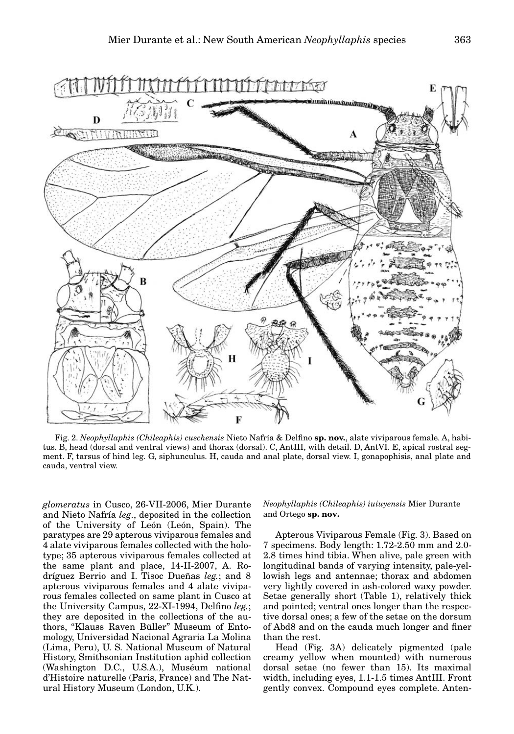Fig. 2. *Neophyllaphis (Chileaphis) cuschensis* Nieto Nafría & Delfino **sp. nov.**, alate viviparous female. A, habitus. B, head (dorsal and ventral views) and thorax (dorsal). C, AntIII, with detail. D, AntVI. E, apical rostral segment. F, tarsus of hind leg. G, siphunculus. H, cauda and anal plate, dorsal view. I, gonapophisis, anal plate and cauda, ventral view.

*glomeratus* in Cusco, 26-VII-2006, Mier Durante and Nieto Nafría *leg.*, deposited in the collection of the University of León (León, Spain). The paratypes are 29 apterous viviparous females and 4 alate viviparous females collected with the holotype; 35 apterous viviparous females collected at the same plant and place, 14-II-2007, A. Rodríguez Berrio and I. Tisoc Dueñas *leg.*; and 8 apterous viviparous females and 4 alate viviparous females collected on same plant in Cusco at the University Campus, 22-XI-1994, Delfino *leg.*; they are deposited in the collections of the authors, "Klauss Raven Büller" Museum of Entomology, Universidad Nacional Agraria La Molina (Lima, Peru), U. S. National Museum of Natural History, Smithsonian Institution aphid collection (Washington D.C., U.S.A.), Muséum national d'Histoire naturelle (Paris, France) and The Natural History Museum (London, U.K.).

*Neophyllaphis (Chileaphis) iuiuyensis* Mier Durante and Ortego **sp. nov.**

Apterous Viviparous Female (Fig. 3). Based on 7 specimens. Body length: 1.72-2.50 mm and 2.0-2.8 times hind tibia. When alive, pale green with longitudinal bands of varying intensity, pale-yellowish legs and antennae; thorax and abdomen very lightly covered in ash-colored waxy powder. Setae generally short (Table 1), relatively thick and pointed; ventral ones longer than the respective dorsal ones; a few of the setae on the dorsum of Abd8 and on the cauda much longer and finer than the rest.

Head (Fig. 3A) delicately pigmented (pale creamy yellow when mounted) with numerous dorsal setae (no fewer than 15). Its maximal width, including eyes, 1.1-1.5 times AntIII. Front gently convex. Compound eyes complete. Anten-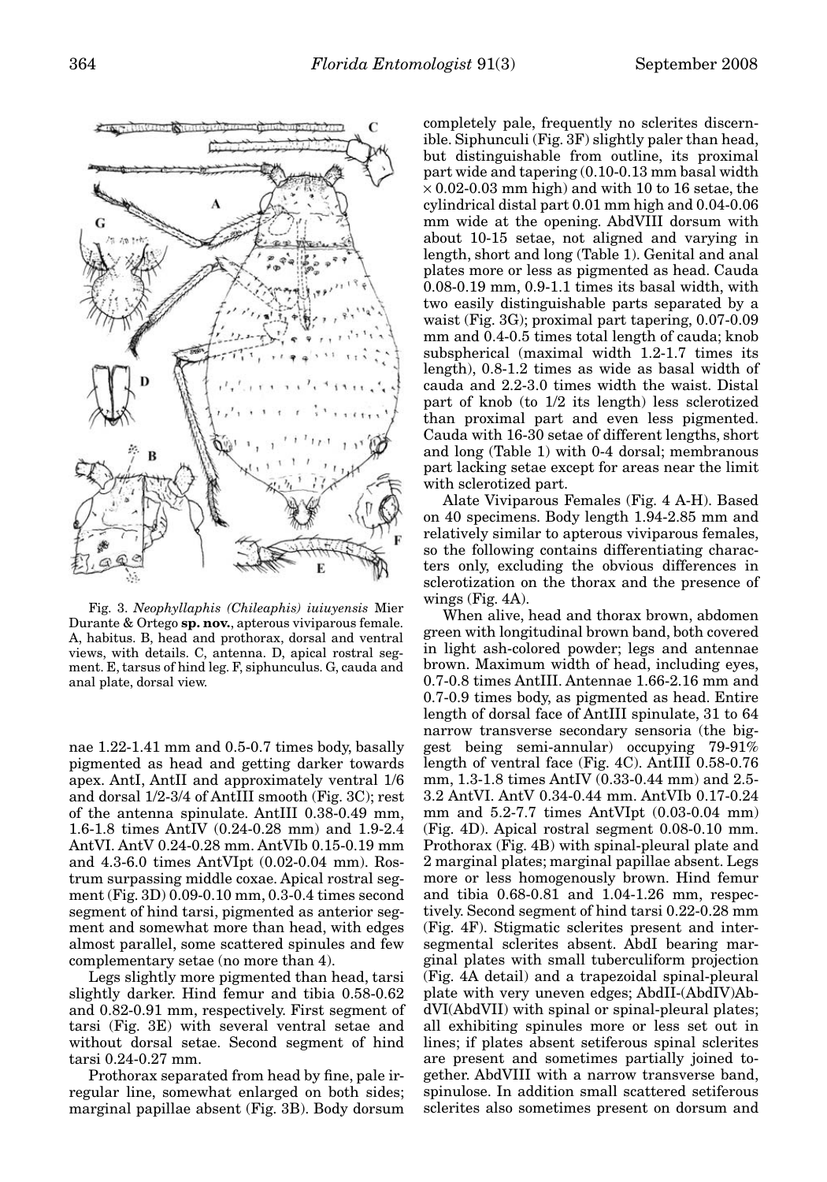Fig. 3. *Neophyllaphis (Chileaphis) iuiuyensis* Mier Durante & Ortego **sp. nov.**, apterous viviparous female. A, habitus. B, head and prothorax, dorsal and ventral views, with details. C, antenna. D, apical rostral segment. E, tarsus of hind leg. F, siphunculus. G, cauda and anal plate, dorsal view.

nae 1.22-1.41 mm and 0.5-0.7 times body, basally pigmented as head and getting darker towards apex. AntI, AntII and approximately ventral 1/6 and dorsal 1/2-3/4 of AntIII smooth (Fig. 3C); rest of the antenna spinulate. AntIII 0.38-0.49 mm, 1.6-1.8 times AntIV (0.24-0.28 mm) and 1.9-2.4 AntV. AntV 0.24-0.28 mm. AntVIb 0.15-0.19 mm and 4.3-6.0 times AntVIpt (0.02-0.04 mm). Rostrum surpassing middle coxae. Apical rostral segment (Fig. 3D) 0.09-0.10 mm, 0.3-0.4 times second segment of hind tarsi, pigmented as anterior segment and somewhat more than head, with edges almost parallel, some scattered spinules and few complementary setae (no more than 4).

Legs slightly more pigmented than head, tarsi slightly darker. Hind femur and tibia 0.58-0.62 and 0.82-0.91 mm, respectively. First segment of tarsi (Fig. 3E) with several ventral setae and without dorsal setae. Second segment of hind tarsi 0.24-0.27 mm.

Prothorax separated from head by fine, pale irregular line, somewhat enlarged on both sides; marginal papillae absent (Fig. 3B). Body dorsum completely pale, frequently no sclerites discernible. Siphunculi (Fig. 3F) slightly paler than head, but distinguishable from outline, its proximal part wide and tapering (0.10-0.13 mm basal width × 0.02-0.03 mm high) and with 10 to 16 setae, the cylindrical distal part 0.01 mm high and 0.04-0.06 mm wide at the opening. AbdVIII dorsum with about 10-15 setae, not aligned and varying in length, short and long (Table 1). Genital and anal plates more or less as pigmented as head. Cauda 0.08-0.19 mm, 0.9-1.1 times its basal width, with two easily distinguishable parts separated by a waist (Fig. 3G); proximal part tapering, 0.07-0.09 mm and 0.4-0.5 times total length of cauda; knob subspherical (maximal width 1.2-1.7 times its length), 0.8-1.2 times as wide as basal width of cauda and 2.2-3.0 times width the waist. Distal part of knob (to 1/2 its length) less sclerotized than proximal part and even less pigmented. Cauda with 16-30 setae of different lengths, short and long (Table 1) with 0-4 dorsal; membranous part lacking setae except for areas near the limit with sclerotized part.

Alate Viviparous Females (Fig. 4 A-H). Based on 40 specimens. Body length 1.94-2.85 mm and relatively similar to apterous viviparous females, so the following contains differentiating characters only, excluding the obvious differences in sclerotization on the thorax and the presence of wings (Fig. 4A).

When alive, head and thorax brown, abdomen green with longitudinal brown band, both covered in light ash-colored powder; legs and antennae brown. Maximum width of head, including eyes, 0.7-0.8 times AntIII. Antennae 1.66-2.16 mm and 0.7-0.9 times body, as pigmented as head. Entire length of dorsal face of AntIII spinulate, 31 to 64 narrow transverse secondary sensoria (the biggest being semi-annular) occupying 79-91% length of ventral face (Fig. 4C). AntIII 0.58-0.76 mm, 1.3-1.8 times AntIV (0.33-0.44 mm) and 2.5-3.2 AntVI. AntV 0.34-0.44 mm. AntVIb 0.17-0.24 mm and 5.2-7.7 times AntVIpt (0.03-0.04 mm) (Fig. 4D). Apical rostral segment 0.08-0.10 mm. Prothorax (Fig. 4B) with spinal-pleural plate and 2 marginal plates; marginal papillae absent. Legs more or less homogenously brown. Hind femur and tibia 0.68-0.81 and 1.04-1.26 mm, respectively. Second segment of hind tarsi 0.22-0.28 mm (Fig. 4F). Stigmatic sclerites present and intersegmental sclerites absent. AbdI bearing marginal plates with small tuberculiform projection (Fig. 4A detail) and a trapezoidal spinal-pleural plate with very uneven edges; AbdII-(AbdIV)AbdVI(AbdVII) with spinal or spinal-pleural plates; all exhibiting spinules more or less set out in lines; if plates absent setiferous spinal sclerites are present and sometimes partially joined together. AbdVIII with a narrow transverse band, spinulose. In addition small scattered setiferous sclerites also sometimes present on dorsum and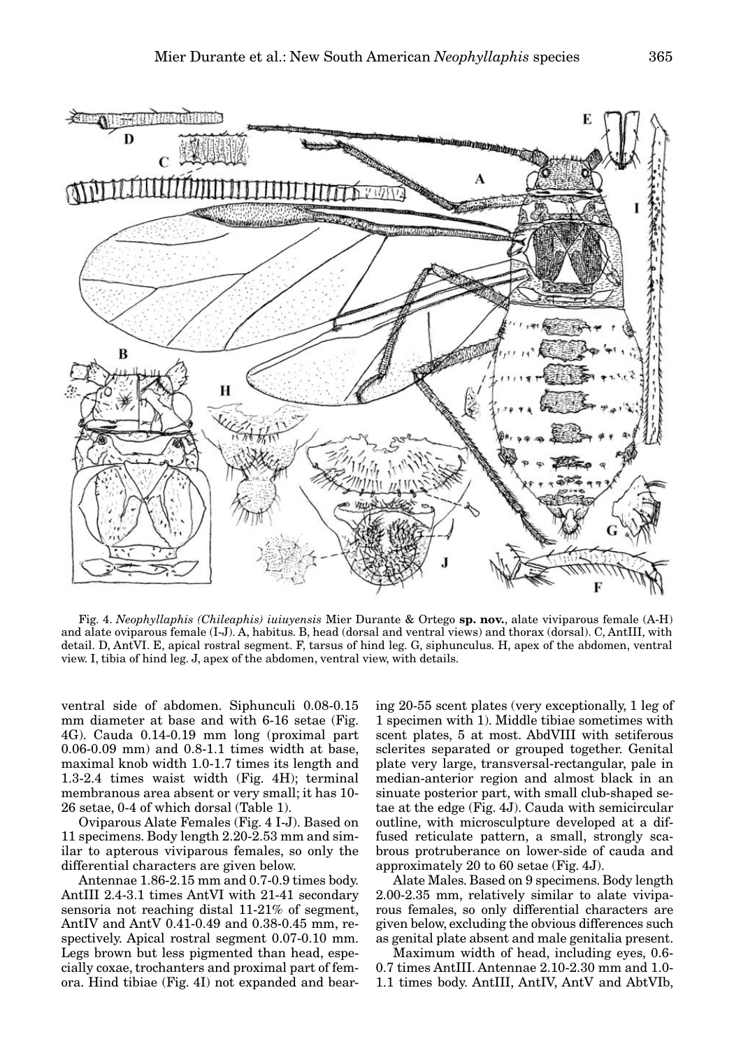Fig. 4. *Neophyllaphis (Chileaphis) iuiuyensis* Mier Durante & Ortego **sp. nov.**, alate viviparous female (A-H) and alate oviparous female (I-J). A, habitus. B, head (dorsal and ventral views) and thorax (dorsal). C, AntIII, with detail. D, AntVI. E, apical rostral segment. F, tarsus of hind leg. G, siphunculus. H, apex of the abdomen, ventral view. I, tibia of hind leg. J, apex of the abdomen, ventral view, with details.

ventral side of abdomen. Siphunculi 0.08-0.15 mm diameter at base and with 6-16 setae (Fig. 4G). Cauda 0.14-0.19 mm long (proximal part 0.06-0.09 mm) and 0.8-1.1 times width at base, maximal knob width 1.0-1.7 times its length and 1.3-2.4 times waist width (Fig. 4H); terminal membranous area absent or very small; it has 10-26 setae, 0-4 of which dorsal (Table 1).

Oviparous Alate Females (Fig. 4 I-J). Based on 11 specimens. Body length 2.20-2.53 mm and similar to apterous viviparous females, so only the differential characters are given below.

Antennae 1.86-2.15 mm and 0.7-0.9 times body. AntIII 2.4-3.1 times AntVI with 21-41 secondary sensoria not reaching distal 11-21% of segment, AntIV and AntV 0.41-0.49 and 0.38-0.45 mm, respectively. Apical rostral segment 0.07-0.10 mm. Legs brown but less pigmented than head, especially coxae, trochanters and proximal part of femora. Hind tibiae (Fig. 4I) not expanded and bearing 20-55 scent plates (very exceptionally, 1 leg of 1 specimen with 1). Middle tibiae sometimes with scent plates, 5 at most. AbdVIII with setiferous sclerites separated or grouped together. Genital plate very large, transversal-rectangular, pale in median-anterior region and almost black in an sinuate posterior part, with small club-shaped setae at the edge (Fig. 4J). Cauda with semicircular outline, with microsculpture developed at a diffused reticulate pattern, a small, strongly scabrous protruberance on lower-side of cauda and approximately 20 to 60 setae (Fig. 4J).

Alate Males. Based on 9 specimens. Body length 2.00-2.35 mm, relatively similar to alate viviparous females, so only differential characters are given below, excluding the obvious differences such as genital plate absent and male genitalia present.

Maximum width of head, including eyes, 0.6-0.7 times AntIII. Antennae 2.10-2.30 mm and 1.0-1.1 times body. AntIII, AntIV, AntV and AbtVIb,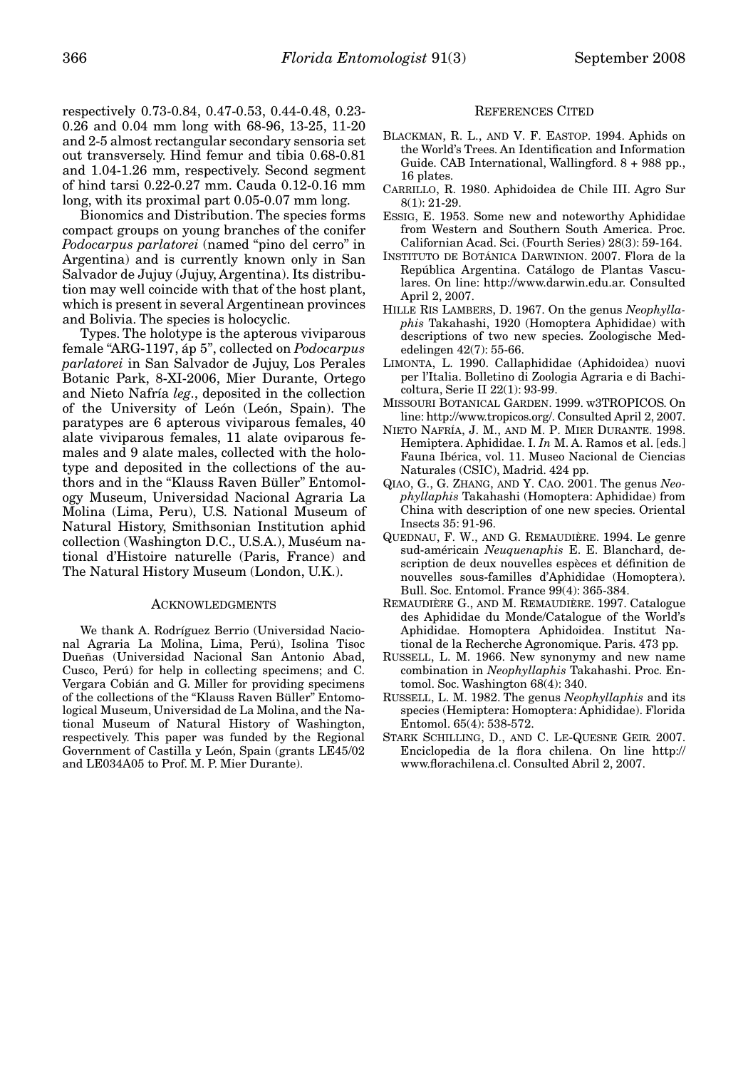respectively 0.73-0.84, 0.47-0.53, 0.44-0.48, 0.23-0.26 and 0.04 mm long with 68-96, 13-25, 11-20 and 2-5 almost rectangular secondary sensoria set out transversely. Hind femur and tibia 0.68-0.81 and 1.04-1.26 mm, respectively. Second segment of hind tarsi 0.22-0.27 mm. Cauda 0.12-0.16 mm long, with its proximal part 0.05-0.07 mm long.

Bionomics and Distribution. The species forms compact groups on young branches of the conifer *Podocarpus parlatorei* (named "pino del cerro" in Argentina) and is currently known only in San Salvador de Jujuy (Jujuy, Argentina). Its distribution may well coincide with that of the host plant, which is present in several Argentinean provinces and Bolivia. The species is holocyclic.

Types. The holotype is the apterous viviparous female "ARG-1197, áp 5", collected on *Podocarpus parlatorei* in San Salvador de Jujuy, Los Perales Botanic Park, 8-XI-2006, Mier Durante, Ortego and Nieto Nafría *leg*., deposited in the collection of the University of León (León, Spain). The paratypes are 6 apterous viviparous females, 40 alate viviparous females, 11 alate oviparous females and 9 alate males, collected with the holotype and deposited in the collections of the authors and in the "Klauss Raven Büller" Entomology Museum, Universidad Nacional Agraria La Molina (Lima, Peru), U.S. National Museum of Natural History, Smithsonian Institution aphid collection (Washington D.C., U.S.A.), Muséum national d'Histoire naturelle (Paris, France) and The Natural History Museum (London, U.K.).

## Acknowledgments

We thank A. Rodríguez Berrio (Universidad Nacional Agraria La Molina, Lima, Perú), Isolina Tisoc Dueñas (Universidad Nacional San Antonio Abad, Cusco, Perú) for help in collecting specimens; and C. Vergara Cobián and G. Miller for providing specimens of the collections of the "Klauss Raven Büller" Entomological Museum, Universidad de La Molina, and the National Museum of Natural History of Washington, respectively. This paper was funded by the Regional Government of Castilla y León, Spain (grants LE45/02 and LE034A05 to Prof. M. P. Mier Durante).

## References Cited

Blackman, R. L., and V. F. Eastop. 1994. Aphids on the World's Trees. An Identification and Information Guide. CAB International, Wallingford. 8 + 988 pp., 16 plates.

Carrillo, R. 1980. Aphidoidea de Chile III. Agro Sur 8(1): 21-29.

Essig, E. 1953. Some new and noteworthy Aphididae from Western and Southern South America. Proc. Californian Acad. Sci. (Fourth Series) 28(3): 59-164.

Instituto de Botánica Darwinion. 2007. Flora de la República Argentina. Catálogo de Plantas Vasculares. On line: http://www.darwin.edu.ar. Consulted April 2, 2007.

Hille Ris Lambers, D. 1967. On the genus *Neophyllaphis* Takahashi, 1920 (Homoptera Aphididae) with descriptions of two new species. Zoologische Mededelingen 42(7): 55-66.

Limonta, L. 1990. Callaphididae (Aphidoidea) nuovi per l'Italia. Bolletino di Zoologia Agraria e di Bachicoltura, Serie II 22(1): 93-99.

Missouri Botanical Garden. 1999. w3TROPICOS. On line: http://www.tropicos.org/. Consulted April 2, 2007.

Nieto Nafría, J. M., and M. P. Mier Durante. 1998. Hemiptera. Aphididae. I. *In* M. A. Ramos et al. [eds.] Fauna Ibérica, vol. 11. Museo Nacional de Ciencias Naturales (CSIC), Madrid. 424 pp.

Qiao, G., G. Zhang, and Y. Cao. 2001. The genus *Neophyllaphis* Takahashi (Homoptera: Aphididae) from China with description of one new species. Oriental Insects 35: 91-96.

Quednau, F. W., and G. Remaudière. 1994. Le genre sud-américain *Neuquenaphis* E. E. Blanchard, description de deux nouvelles espèces et définition de nouvelles sous-familles d'Aphididae (Homoptera). Bull. Soc. Entomol. France 99(4): 365-384.

Remaudière G., and M. Remaudière. 1997. Catalogue des Aphididae du Monde/Catalogue of the World's Aphididae. Homoptera Aphidoidea. Institut National de la Recherche Agronomique. Paris. 473 pp.

Russell, L. M. 1966. New synonymy and new name combination in *Neophyllaphis* Takahashi. Proc. Entomol. Soc. Washington 68(4): 340.

Russell, L. M. 1982. The genus *Neophyllaphis* and its species (Hemiptera: Homoptera: Aphididae). Florida Entomol. 65(4): 538-572.

Stark Schilling, D., and C. Le-Quesne Geir. 2007. Enciclopedia de la flora chilena. On line http://www.florachilena.cl. Consulted Abril 2, 2007.